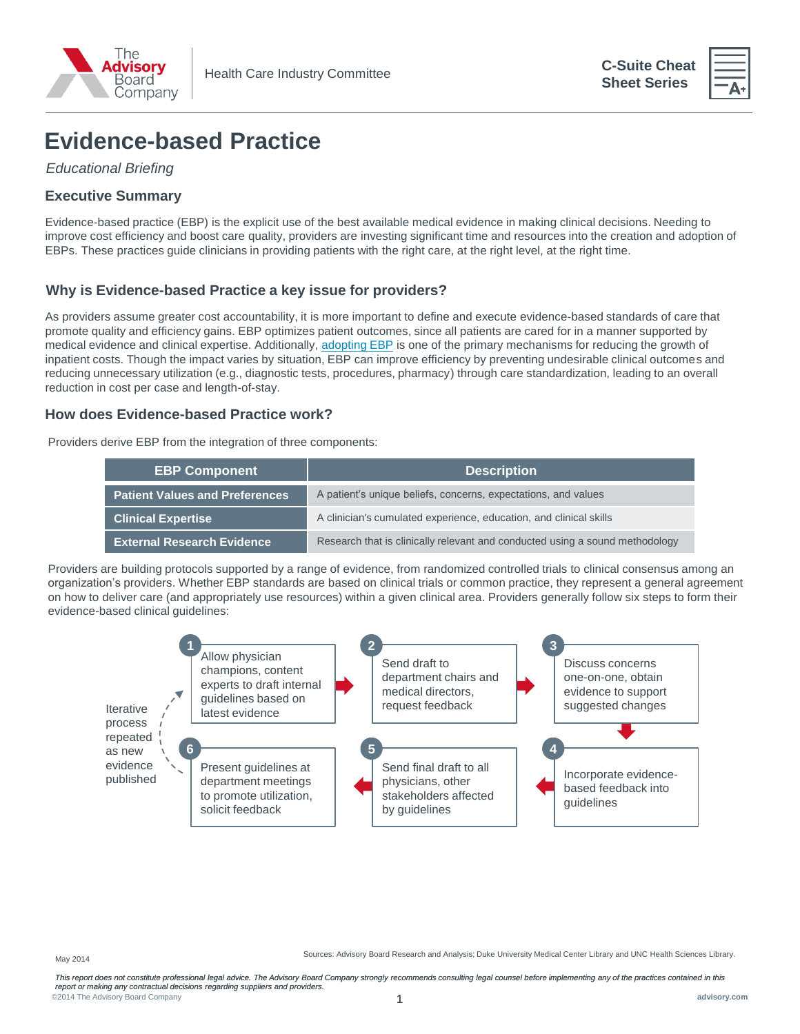The Advisory Board Company | Health Care Industry Committee

**C-Suite Cheat Sheet Series**

# Evidence-based Practice

*Educational Briefing*

### Executive Summary

Evidence-based practice (EBP) is the explicit use of the best available medical evidence in making clinical decisions. Needing to improve cost efficiency and boost care quality, providers are investing significant time and resources into the creation and adoption of EBPs. These practices guide clinicians in providing patients with the right care, at the right level, at the right time.

### Why is Evidence-based Practice a key issue for providers?

As providers assume greater cost accountability, it is more important to define and execute evidence-based standards of care that promote quality and efficiency gains. EBP optimizes patient outcomes, since all patients are cared for in a manner supported by medical evidence and clinical expertise. Additionally, adopting EBP is one of the primary mechanisms for reducing the growth of inpatient costs. Though the impact varies by situation, EBP can improve efficiency by preventing undesirable clinical outcomes and reducing unnecessary utilization (e.g., diagnostic tests, procedures, pharmacy) through care standardization, leading to an overall reduction in cost per case and length-of-stay.

### How does Evidence-based Practice work?

Providers derive EBP from the integration of three components:

| EBP Component | Description |
| --- | --- |
| **Patient Values and Preferences** | A patient's unique beliefs, concerns, expectations, and values |
| **Clinical Expertise** | A clinician's cumulated experience, education, and clinical skills |
| **External Research Evidence** | Research that is clinically relevant and conducted using a sound methodology |

Providers are building protocols supported by a range of evidence, from randomized controlled trials to clinical consensus among an organization's providers. Whether EBP standards are based on clinical trials or common practice, they represent a general agreement on how to deliver care (and appropriately use resources) within a given clinical area. Providers generally follow six steps to form their evidence-based clinical guidelines:

1. Allow physician champions, content experts to draft internal guidelines based on latest evidence
2. Send draft to department chairs and medical directors, request feedback
3. Discuss concerns one-on-one, obtain evidence to support suggested changes
4. Incorporate evidence-based feedback into guidelines
5. Send final draft to all physicians, other stakeholders affected by guidelines
6. Present guidelines at department meetings to promote utilization, solicit feedback

Iterative process repeated as new evidence published

May 2014

Sources: Advisory Board Research and Analysis; Duke University Medical Center Library and UNC Health Sciences Library.

*This report does not constitute professional legal advice. The Advisory Board Company strongly recommends consulting legal counsel before implementing any of the practices contained in this report or making any contractual decisions regarding suppliers and providers.*

©2014 The Advisory Board Company

advisory.com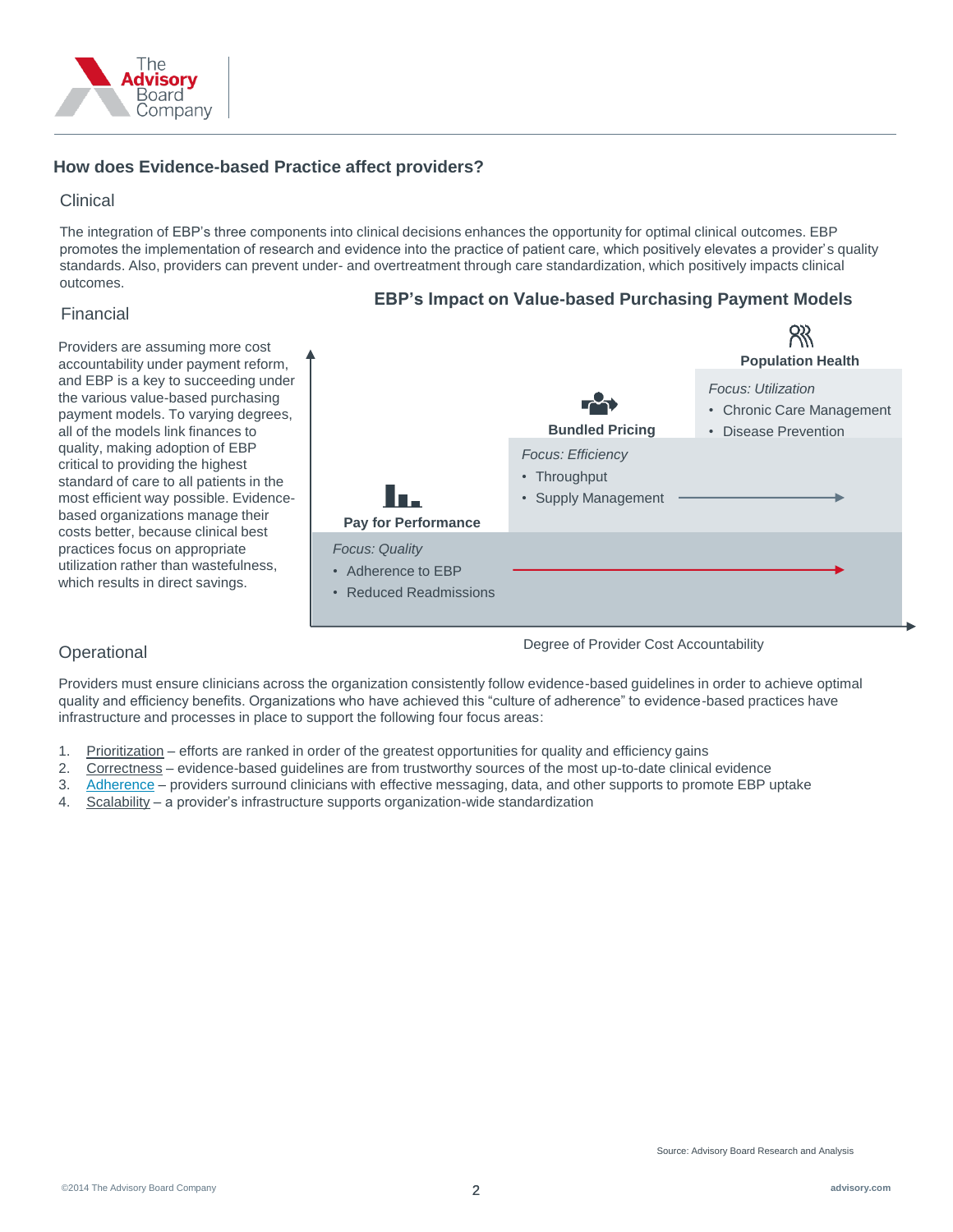## How does Evidence-based Practice affect providers?

### Clinical

The integration of EBP's three components into clinical decisions enhances the opportunity for optimal clinical outcomes. EBP promotes the implementation of research and evidence into the practice of patient care, which positively elevates a provider's quality standards. Also, providers can prevent under- and overtreatment through care standardization, which positively impacts clinical outcomes.

### Financial

Providers are assuming more cost accountability under payment reform, and EBP is a key to succeeding under the various value-based purchasing payment models. To varying degrees, all of the models link finances to quality, making adoption of EBP critical to providing the highest standard of care to all patients in the most efficient way possible. Evidence-based organizations manage their costs better, because clinical best practices focus on appropriate utilization rather than wastefulness, which results in direct savings.

**EBP's Impact on Value-based Purchasing Payment Models**

**Population Health**

*Focus: Utilization*
- Chronic Care Management
- Disease Prevention

**Bundled Pricing**

*Focus: Efficiency*
- Throughput
- Supply Management

**Pay for Performance**

*Focus: Quality*
- Adherence to EBP
- Reduced Readmissions

Degree of Provider Cost Accountability

### Operational

Providers must ensure clinicians across the organization consistently follow evidence-based guidelines in order to achieve optimal quality and efficiency benefits. Organizations who have achieved this "culture of adherence" to evidence-based practices have infrastructure and processes in place to support the following four focus areas:

1. Prioritization – efforts are ranked in order of the greatest opportunities for quality and efficiency gains
2. Correctness – evidence-based guidelines are from trustworthy sources of the most up-to-date clinical evidence
3. Adherence – providers surround clinicians with effective messaging, data, and other supports to promote EBP uptake
4. Scalability – a provider's infrastructure supports organization-wide standardization

Source: Advisory Board Research and Analysis